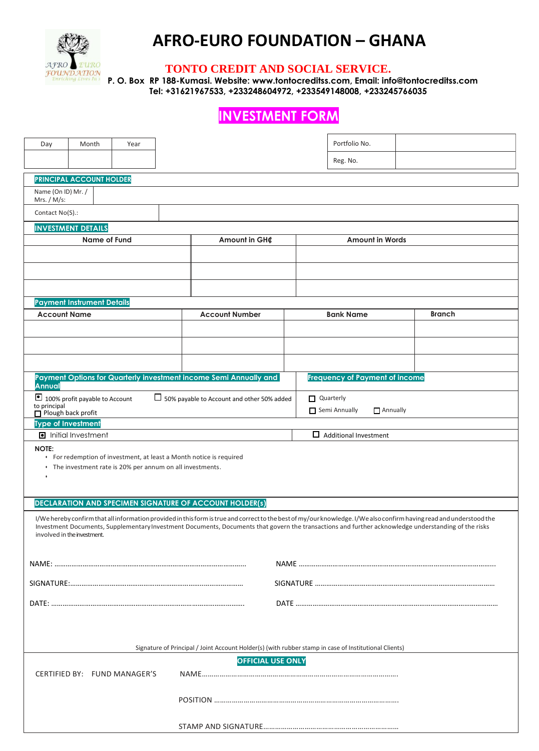# AFRO-EURO FOUNDATION – GHANA

## TONTO CREDIT AND SOCIAL SERVICE.

**P. O. Box RP 188-Kumasi. Website: www.tontocreditss.com, Email: info@tontocreditss.com**
**Tel: +31621967533, +233248604972, +233549148008, +233245766035**

# INVESTMENT FORM

| Day | Month | Year |
|---|---|---|
| | | |

| Portfolio No. | |
|---|---|
| Reg. No. | |

**PRINCIPAL ACCOUNT HOLDER**

| Name (On ID) Mr. / Mrs. / M/s: | |
|---|---|
| Contact No(S).: | |

**INVESTMENT DETAILS**

| Name of Fund | Amount in GH₵ | Amount in Words |
|---|---|---|
| | | |
| | | |
| | | |

**Payment Instrument Details**

| Account Name | Account Number | Bank Name | Branch |
|---|---|---|---|
| | | | |
| | | | |
| | | | |

**Payment Options for Quarterly investment income Semi Annually and Annual**

- [x] 100% profit payable to Account
- [ ] 50% payable to Account and other 50% added to principal
- [ ] Plough back profit

**Frequency of Payment of income**

- [ ] Quarterly
- [ ] Semi Annually
- [ ] Annually

**Type of Investment**

- [x] Initial Investment
- [ ] Additional Investment

**NOTE:**

- For redemption of investment, at least a Month notice is required
- The investment rate is 20% per annum on all investments.
-

**DECLARATION AND SPECIMEN SIGNATURE OF ACCOUNT HOLDER(s)**

I/We hereby confirm that all information provided in this form is true and correct to the best of my/our knowledge. I/We also confirm having read and understood the Investment Documents, Supplementary Investment Documents, Documents that govern the transactions and further acknowledge understanding of the risks involved in the investment.

NAME: ..................................................................................................... NAME .......................................................................................................

SIGNATURE:........................................................................................... SIGNATURE ...............................................................................................

DATE: ...................................................................................................... DATE ...........................................................................................................

Signature of Principal / Joint Account Holder(s) (with rubber stamp in case of Institutional Clients)

**OFFICIAL USE ONLY**

CERTIFIED BY: FUND MANAGER'S NAME.........................................................................................

POSITION ...........................................................................................

STAMP AND SIGNATURE.......................................................................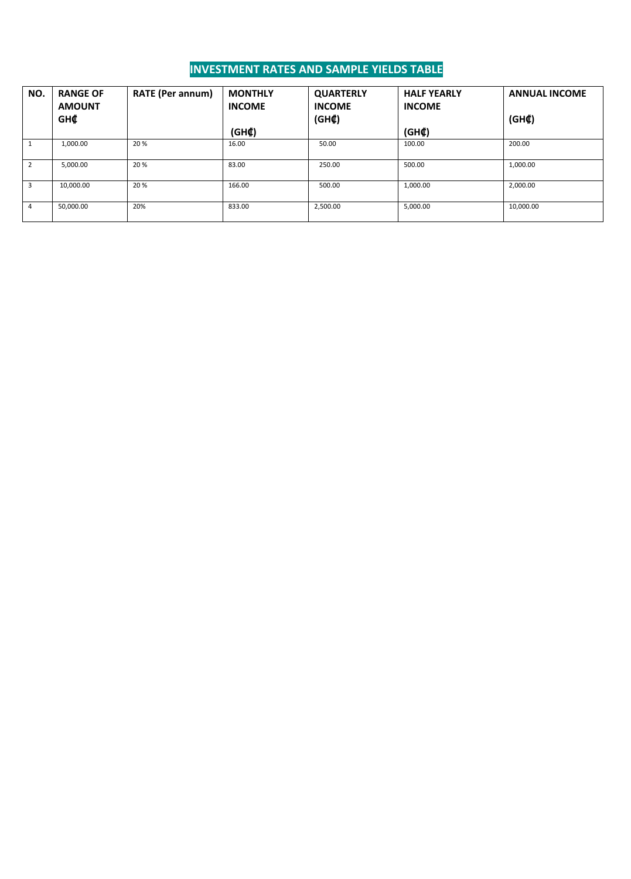# INVESTMENT RATES AND SAMPLE YIELDS TABLE

| NO. | RANGE OF AMOUNT GH₵ | RATE (Per annum) | MONTHLY INCOME (GH₵) | QUARTERLY INCOME (GH₵) | HALF YEARLY INCOME (GH₵) | ANNUAL INCOME (GH₵) |
|---|---|---|---|---|---|---|
| 1 | 1,000.00 | 20 % | 16.00 | 50.00 | 100.00 | 200.00 |
| 2 | 5,000.00 | 20 % | 83.00 | 250.00 | 500.00 | 1,000.00 |
| 3 | 10,000.00 | 20 % | 166.00 | 500.00 | 1,000.00 | 2,000.00 |
| 4 | 50,000.00 | 20% | 833.00 | 2,500.00 | 5,000.00 | 10,000.00 |